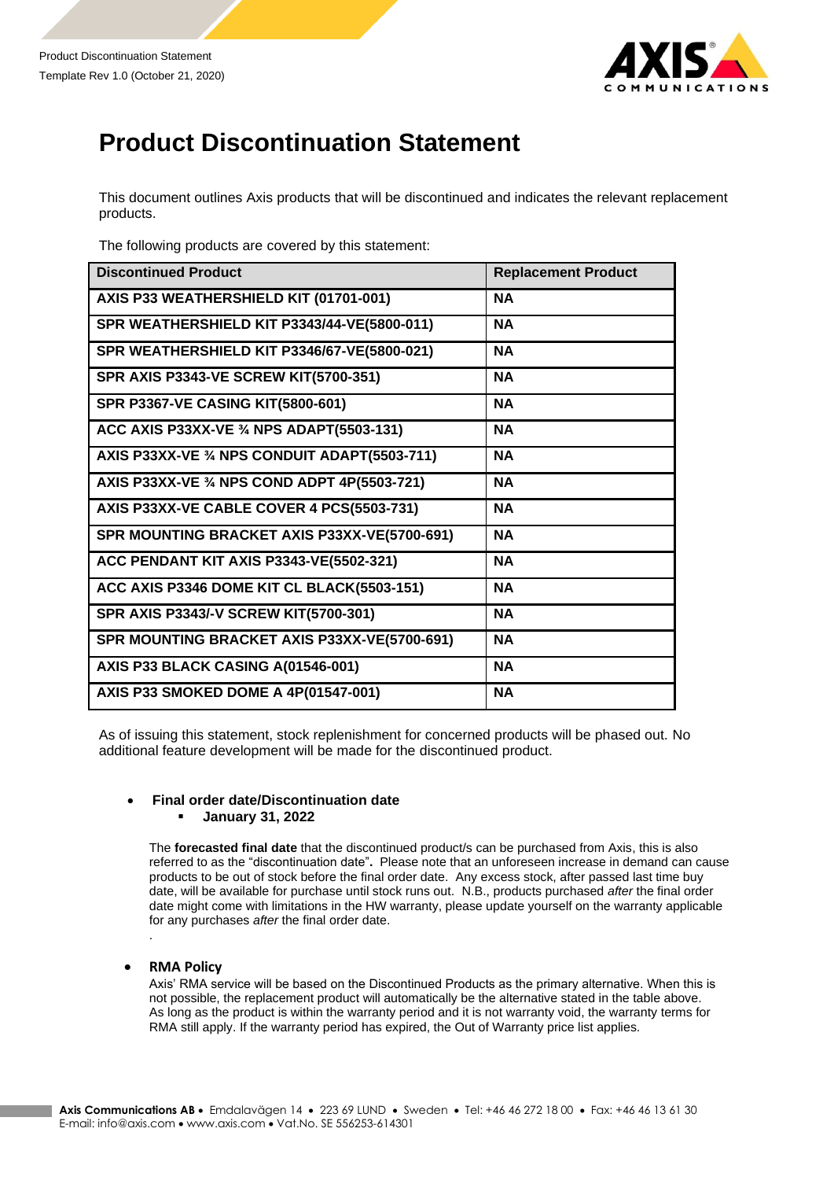# Product Discontinuation Statement

This document outlines Axis products that will be discontinued and indicates the relevant replacement products.

The following products are covered by this statement:

| Discontinued Product | Replacement Product |
|---|---|
| **AXIS P33 WEATHERSHIELD KIT (01701-001)** | **NA** |
| **SPR WEATHERSHIELD KIT P3343/44-VE(5800-011)** | **NA** |
| **SPR WEATHERSHIELD KIT P3346/67-VE(5800-021)** | **NA** |
| **SPR AXIS P3343-VE SCREW KIT(5700-351)** | **NA** |
| **SPR P3367-VE CASING KIT(5800-601)** | **NA** |
| **ACC AXIS P33XX-VE ¾ NPS ADAPT(5503-131)** | **NA** |
| **AXIS P33XX-VE ¾ NPS CONDUIT ADAPT(5503-711)** | **NA** |
| **AXIS P33XX-VE ¾ NPS COND ADPT 4P(5503-721)** | **NA** |
| **AXIS P33XX-VE CABLE COVER 4 PCS(5503-731)** | **NA** |
| **SPR MOUNTING BRACKET AXIS P33XX-VE(5700-691)** | **NA** |
| **ACC PENDANT KIT AXIS P3343-VE(5502-321)** | **NA** |
| **ACC AXIS P3346 DOME KIT CL BLACK(5503-151)** | **NA** |
| **SPR AXIS P3343/-V SCREW KIT(5700-301)** | **NA** |
| **SPR MOUNTING BRACKET AXIS P33XX-VE(5700-691)** | **NA** |
| **AXIS P33 BLACK CASING A(01546-001)** | **NA** |
| **AXIS P33 SMOKED DOME A 4P(01547-001)** | **NA** |

As of issuing this statement, stock replenishment for concerned products will be phased out. No additional feature development will be made for the discontinued product.

- **Final order date/Discontinuation date**
  - **January 31, 2022**

  The **forecasted final date** that the discontinued product/s can be purchased from Axis, this is also referred to as the "discontinuation date"**.** Please note that an unforeseen increase in demand can cause products to be out of stock before the final order date. Any excess stock, after passed last time buy date, will be available for purchase until stock runs out. N.B., products purchased *after* the final order date might come with limitations in the HW warranty, please update yourself on the warranty applicable for any purchases *after* the final order date.

  .

- **RMA Policy**

  Axis' RMA service will be based on the Discontinued Products as the primary alternative. When this is not possible, the replacement product will automatically be the alternative stated in the table above. As long as the product is within the warranty period and it is not warranty void, the warranty terms for RMA still apply. If the warranty period has expired, the Out of Warranty price list applies.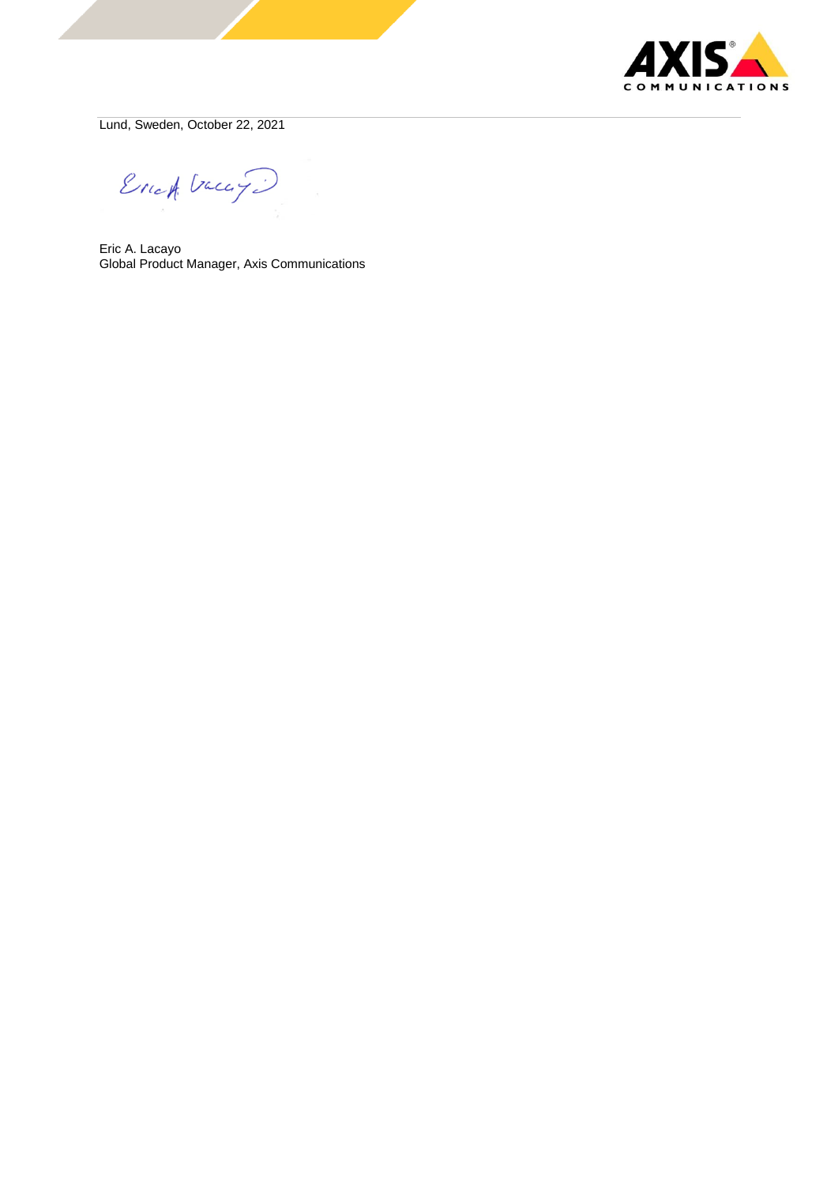Lund, Sweden, October 22, 2021

Eric A. Lacayo
Global Product Manager, Axis Communications